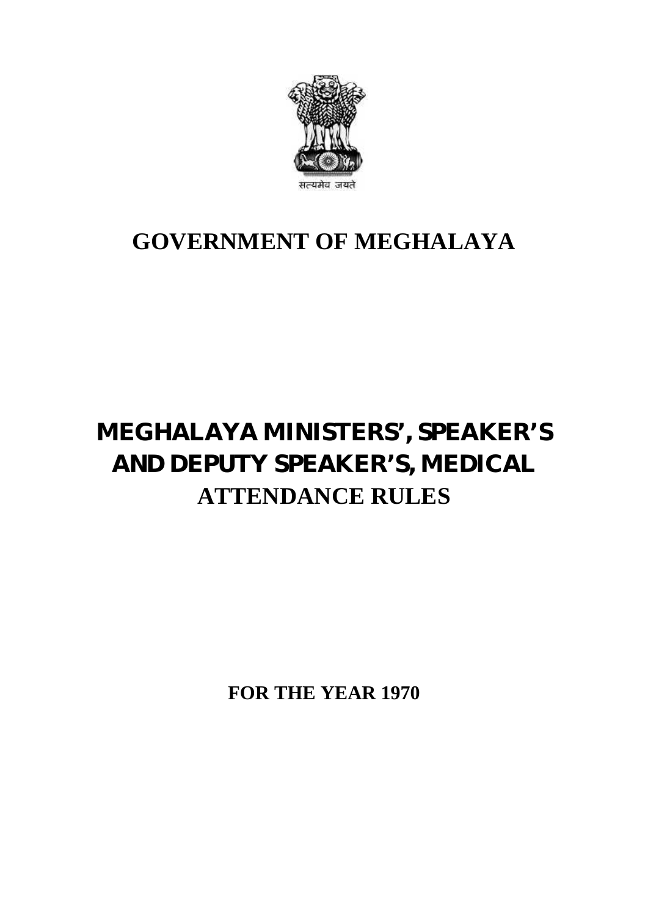सत्यमेव जयते

# GOVERNMENT OF MEGHALAYA

# MEGHALAYA MINISTERS', SPEAKER'S AND DEPUTY SPEAKER'S, MEDICAL ATTENDANCE RULES

**FOR THE YEAR 1970**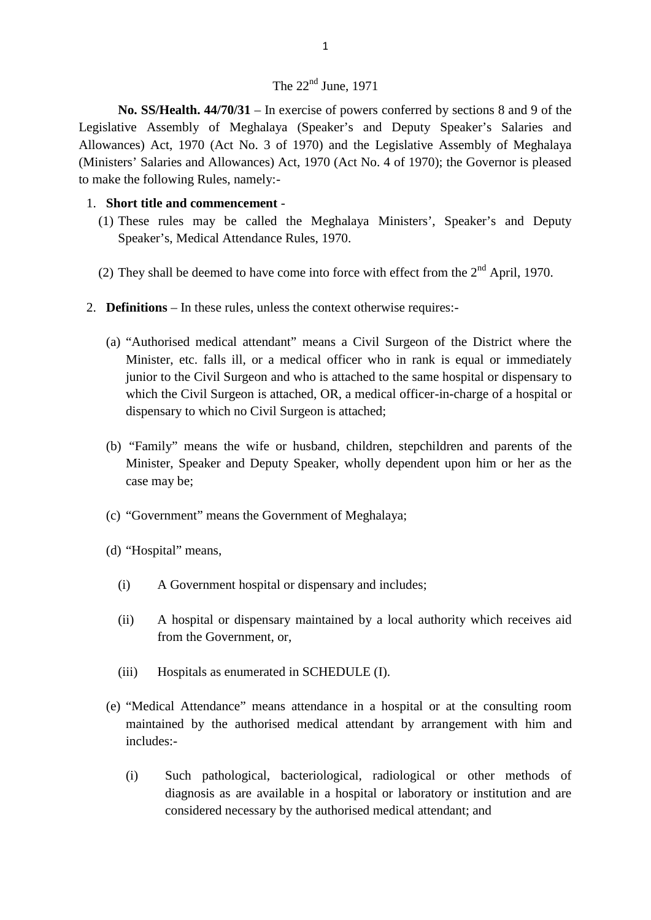The 22nd June, 1971

**No. SS/Health. 44/70/31** – In exercise of powers conferred by sections 8 and 9 of the Legislative Assembly of Meghalaya (Speaker's and Deputy Speaker's Salaries and Allowances) Act, 1970 (Act No. 3 of 1970) and the Legislative Assembly of Meghalaya (Ministers' Salaries and Allowances) Act, 1970 (Act No. 4 of 1970); the Governor is pleased to make the following Rules, namely:-

1. **Short title and commencement** -

   (1) These rules may be called the Meghalaya Ministers', Speaker's and Deputy Speaker's, Medical Attendance Rules, 1970.

   (2) They shall be deemed to have come into force with effect from the 2nd April, 1970.

2. **Definitions** – In these rules, unless the context otherwise requires:-

   (a) "Authorised medical attendant" means a Civil Surgeon of the District where the Minister, etc. falls ill, or a medical officer who in rank is equal or immediately junior to the Civil Surgeon and who is attached to the same hospital or dispensary to which the Civil Surgeon is attached, OR, a medical officer-in-charge of a hospital or dispensary to which no Civil Surgeon is attached;

   (b) "Family" means the wife or husband, children, stepchildren and parents of the Minister, Speaker and Deputy Speaker, wholly dependent upon him or her as the case may be;

   (c) "Government" means the Government of Meghalaya;

   (d) "Hospital" means,

      (i) A Government hospital or dispensary and includes;

      (ii) A hospital or dispensary maintained by a local authority which receives aid from the Government, or,

      (iii) Hospitals as enumerated in SCHEDULE (I).

   (e) "Medical Attendance" means attendance in a hospital or at the consulting room maintained by the authorised medical attendant by arrangement with him and includes:-

      (i) Such pathological, bacteriological, radiological or other methods of diagnosis as are available in a hospital or laboratory or institution and are considered necessary by the authorised medical attendant; and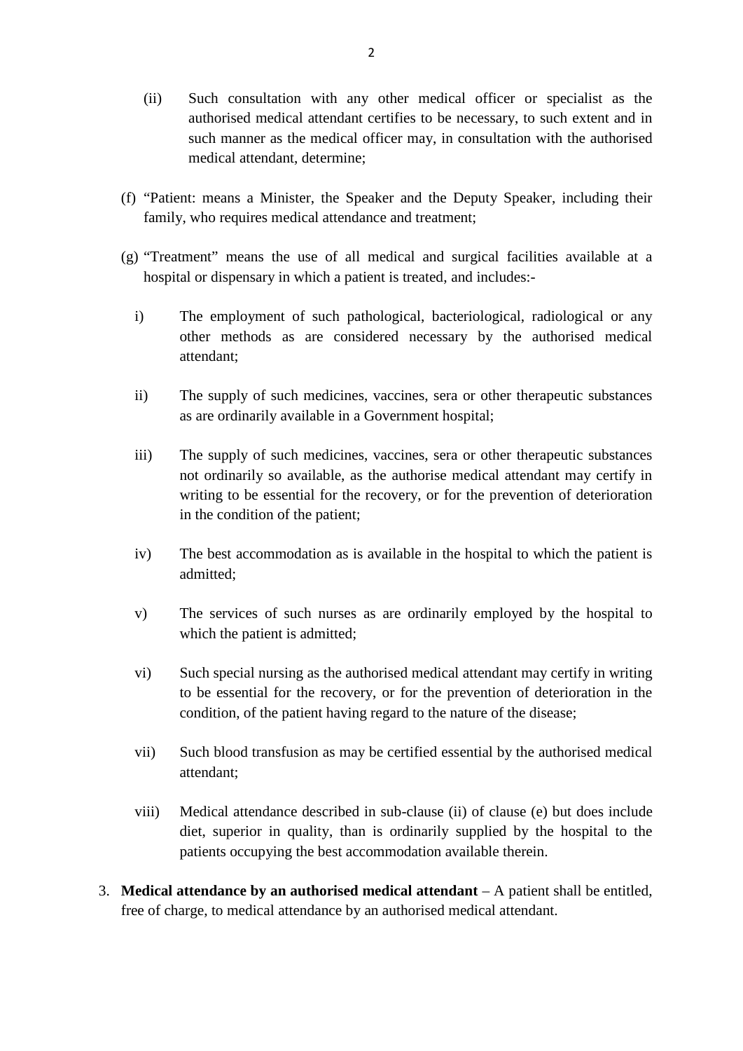(ii) Such consultation with any other medical officer or specialist as the authorised medical attendant certifies to be necessary, to such extent and in such manner as the medical officer may, in consultation with the authorised medical attendant, determine;

(f) "Patient: means a Minister, the Speaker and the Deputy Speaker, including their family, who requires medical attendance and treatment;

(g) "Treatment" means the use of all medical and surgical facilities available at a hospital or dispensary in which a patient is treated, and includes:-

i) The employment of such pathological, bacteriological, radiological or any other methods as are considered necessary by the authorised medical attendant;

ii) The supply of such medicines, vaccines, sera or other therapeutic substances as are ordinarily available in a Government hospital;

iii) The supply of such medicines, vaccines, sera or other therapeutic substances not ordinarily so available, as the authorise medical attendant may certify in writing to be essential for the recovery, or for the prevention of deterioration in the condition of the patient;

iv) The best accommodation as is available in the hospital to which the patient is admitted;

v) The services of such nurses as are ordinarily employed by the hospital to which the patient is admitted;

vi) Such special nursing as the authorised medical attendant may certify in writing to be essential for the recovery, or for the prevention of deterioration in the condition, of the patient having regard to the nature of the disease;

vii) Such blood transfusion as may be certified essential by the authorised medical attendant;

viii) Medical attendance described in sub-clause (ii) of clause (e) but does include diet, superior in quality, than is ordinarily supplied by the hospital to the patients occupying the best accommodation available therein.

3. **Medical attendance by an authorised medical attendant** – A patient shall be entitled, free of charge, to medical attendance by an authorised medical attendant.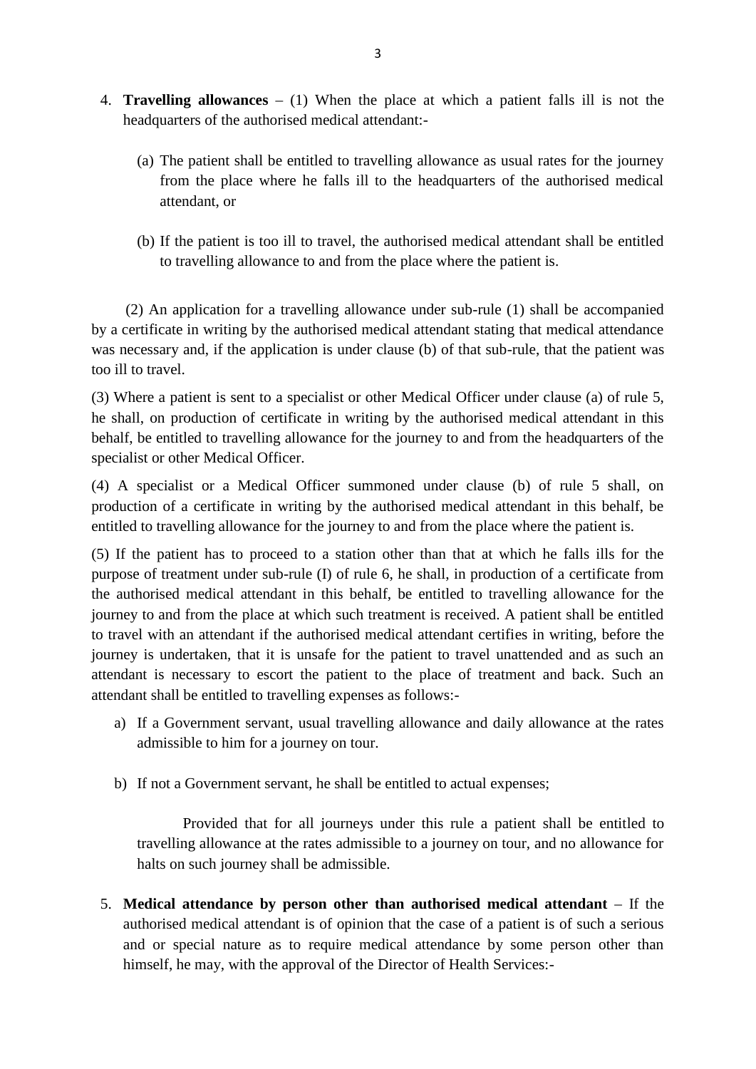4. **Travelling allowances** – (1) When the place at which a patient falls ill is not the headquarters of the authorised medical attendant:-

    (a) The patient shall be entitled to travelling allowance as usual rates for the journey from the place where he falls ill to the headquarters of the authorised medical attendant, or

    (b) If the patient is too ill to travel, the authorised medical attendant shall be entitled to travelling allowance to and from the place where the patient is.

(2) An application for a travelling allowance under sub-rule (1) shall be accompanied by a certificate in writing by the authorised medical attendant stating that medical attendance was necessary and, if the application is under clause (b) of that sub-rule, that the patient was too ill to travel.

(3) Where a patient is sent to a specialist or other Medical Officer under clause (a) of rule 5, he shall, on production of certificate in writing by the authorised medical attendant in this behalf, be entitled to travelling allowance for the journey to and from the headquarters of the specialist or other Medical Officer.

(4) A specialist or a Medical Officer summoned under clause (b) of rule 5 shall, on production of a certificate in writing by the authorised medical attendant in this behalf, be entitled to travelling allowance for the journey to and from the place where the patient is.

(5) If the patient has to proceed to a station other than that at which he falls ills for the purpose of treatment under sub-rule (I) of rule 6, he shall, in production of a certificate from the authorised medical attendant in this behalf, be entitled to travelling allowance for the journey to and from the place at which such treatment is received. A patient shall be entitled to travel with an attendant if the authorised medical attendant certifies in writing, before the journey is undertaken, that it is unsafe for the patient to travel unattended and as such an attendant is necessary to escort the patient to the place of treatment and back. Such an attendant shall be entitled to travelling expenses as follows:-

a) If a Government servant, usual travelling allowance and daily allowance at the rates admissible to him for a journey on tour.

b) If not a Government servant, he shall be entitled to actual expenses;

    Provided that for all journeys under this rule a patient shall be entitled to travelling allowance at the rates admissible to a journey on tour, and no allowance for halts on such journey shall be admissible.

5. **Medical attendance by person other than authorised medical attendant** – If the authorised medical attendant is of opinion that the case of a patient is of such a serious and or special nature as to require medical attendance by some person other than himself, he may, with the approval of the Director of Health Services:-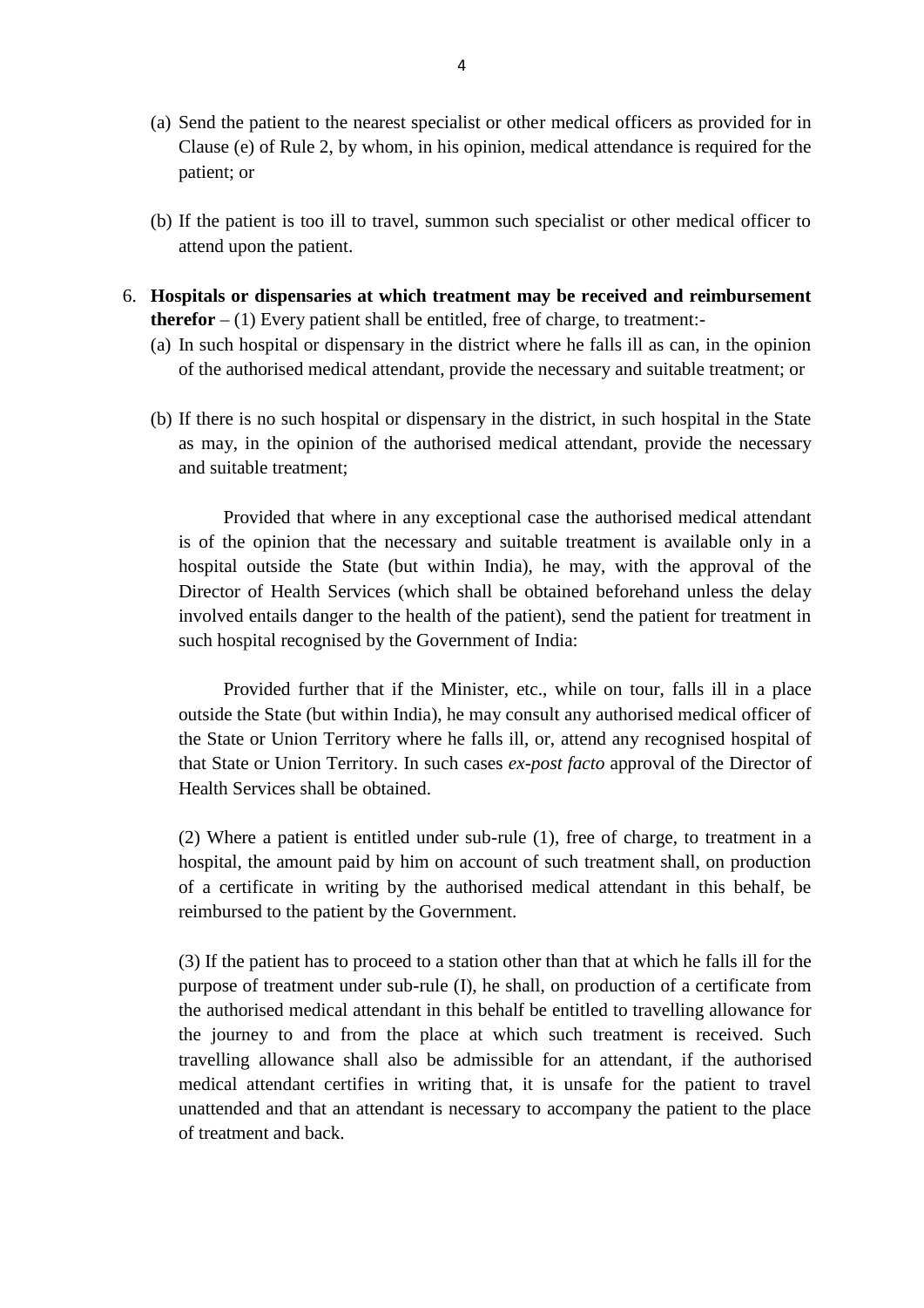(a) Send the patient to the nearest specialist or other medical officers as provided for in Clause (e) of Rule 2, by whom, in his opinion, medical attendance is required for the patient; or

(b) If the patient is too ill to travel, summon such specialist or other medical officer to attend upon the patient.

6. **Hospitals or dispensaries at which treatment may be received and reimbursement therefor** – (1) Every patient shall be entitled, free of charge, to treatment:-

(a) In such hospital or dispensary in the district where he falls ill as can, in the opinion of the authorised medical attendant, provide the necessary and suitable treatment; or

(b) If there is no such hospital or dispensary in the district, in such hospital in the State as may, in the opinion of the authorised medical attendant, provide the necessary and suitable treatment;

Provided that where in any exceptional case the authorised medical attendant is of the opinion that the necessary and suitable treatment is available only in a hospital outside the State (but within India), he may, with the approval of the Director of Health Services (which shall be obtained beforehand unless the delay involved entails danger to the health of the patient), send the patient for treatment in such hospital recognised by the Government of India:

Provided further that if the Minister, etc., while on tour, falls ill in a place outside the State (but within India), he may consult any authorised medical officer of the State or Union Territory where he falls ill, or, attend any recognised hospital of that State or Union Territory. In such cases *ex-post facto* approval of the Director of Health Services shall be obtained.

(2) Where a patient is entitled under sub-rule (1), free of charge, to treatment in a hospital, the amount paid by him on account of such treatment shall, on production of a certificate in writing by the authorised medical attendant in this behalf, be reimbursed to the patient by the Government.

(3) If the patient has to proceed to a station other than that at which he falls ill for the purpose of treatment under sub-rule (I), he shall, on production of a certificate from the authorised medical attendant in this behalf be entitled to travelling allowance for the journey to and from the place at which such treatment is received. Such travelling allowance shall also be admissible for an attendant, if the authorised medical attendant certifies in writing that, it is unsafe for the patient to travel unattended and that an attendant is necessary to accompany the patient to the place of treatment and back.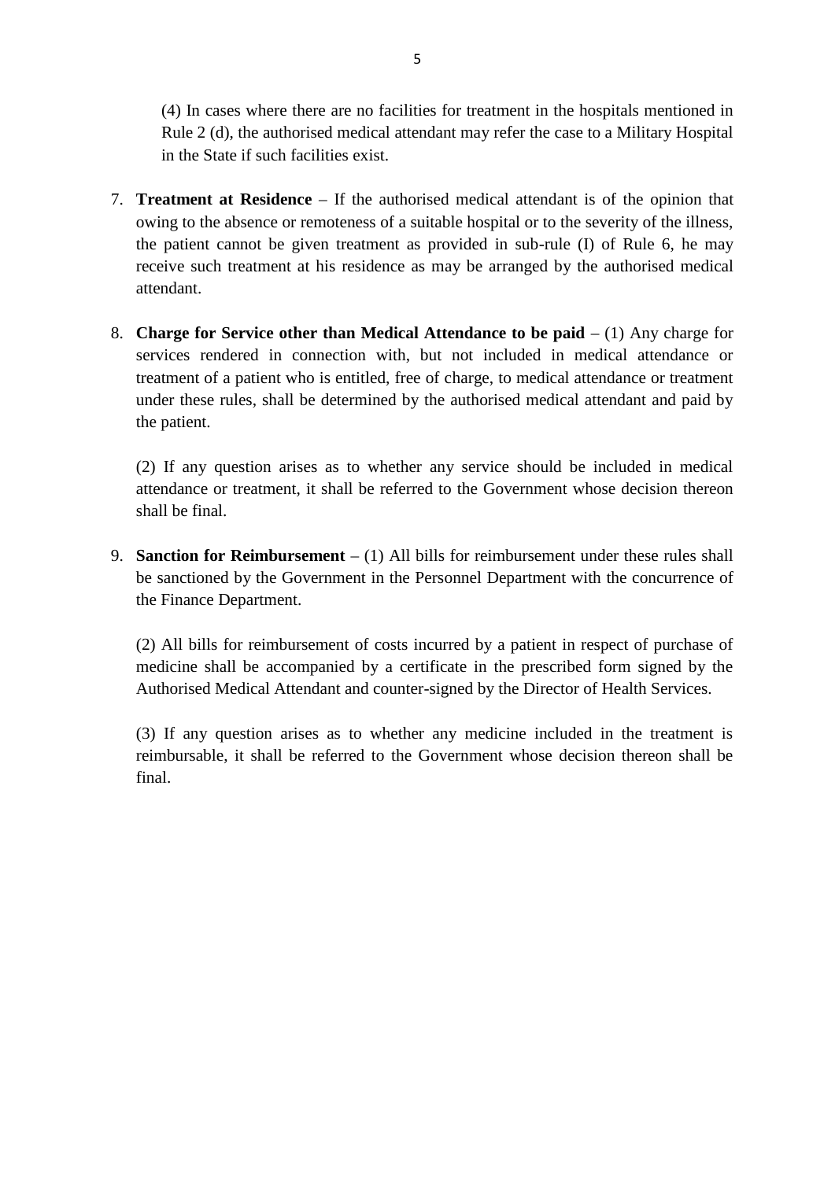(4) In cases where there are no facilities for treatment in the hospitals mentioned in Rule 2 (d), the authorised medical attendant may refer the case to a Military Hospital in the State if such facilities exist.

7. **Treatment at Residence** – If the authorised medical attendant is of the opinion that owing to the absence or remoteness of a suitable hospital or to the severity of the illness, the patient cannot be given treatment as provided in sub-rule (I) of Rule 6, he may receive such treatment at his residence as may be arranged by the authorised medical attendant.

8. **Charge for Service other than Medical Attendance to be paid** – (1) Any charge for services rendered in connection with, but not included in medical attendance or treatment of a patient who is entitled, free of charge, to medical attendance or treatment under these rules, shall be determined by the authorised medical attendant and paid by the patient.

   (2) If any question arises as to whether any service should be included in medical attendance or treatment, it shall be referred to the Government whose decision thereon shall be final.

9. **Sanction for Reimbursement** – (1) All bills for reimbursement under these rules shall be sanctioned by the Government in the Personnel Department with the concurrence of the Finance Department.

   (2) All bills for reimbursement of costs incurred by a patient in respect of purchase of medicine shall be accompanied by a certificate in the prescribed form signed by the Authorised Medical Attendant and counter-signed by the Director of Health Services.

   (3) If any question arises as to whether any medicine included in the treatment is reimbursable, it shall be referred to the Government whose decision thereon shall be final.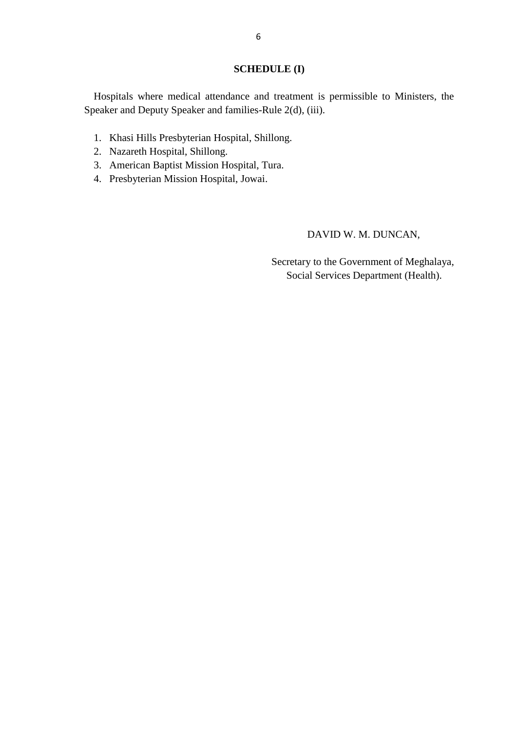## SCHEDULE (I)

Hospitals where medical attendance and treatment is permissible to Ministers, the Speaker and Deputy Speaker and families-Rule 2(d), (iii).

1. Khasi Hills Presbyterian Hospital, Shillong.
2. Nazareth Hospital, Shillong.
3. American Baptist Mission Hospital, Tura.
4. Presbyterian Mission Hospital, Jowai.

DAVID W. M. DUNCAN,

Secretary to the Government of Meghalaya,
Social Services Department (Health).